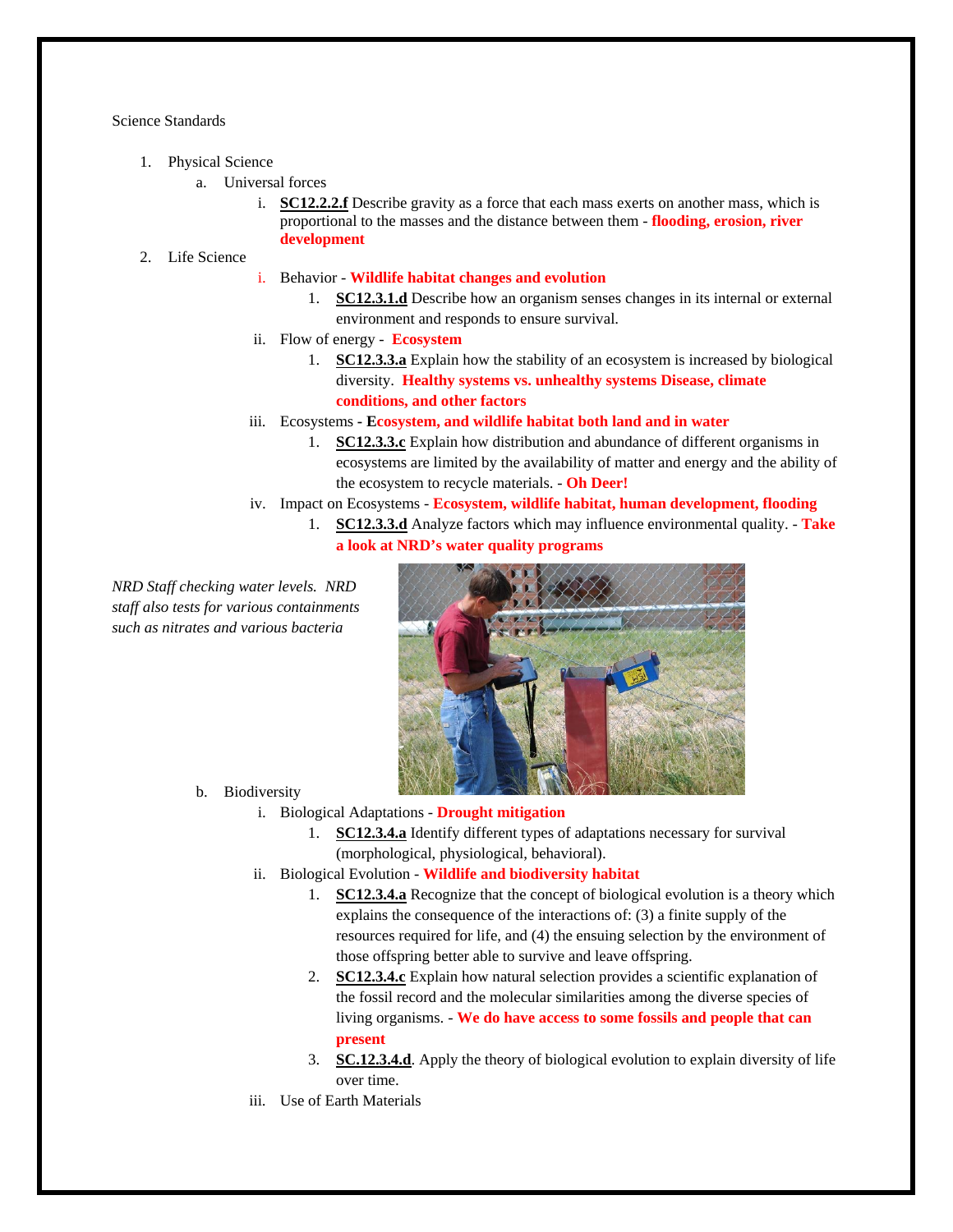Science Standards

1. Physical Science
   a. Universal forces
      i. **SC12.2.2.f** Describe gravity as a force that each mass exerts on another mass, which is proportional to the masses and the distance between them - **flooding, erosion, river development**
2. Life Science
      i. Behavior - **Wildlife habitat changes and evolution**
         1. **SC12.3.1.d** Describe how an organism senses changes in its internal or external environment and responds to ensure survival.
      ii. Flow of energy - **Ecosystem**
         1. **SC12.3.3.a** Explain how the stability of an ecosystem is increased by biological diversity. **Healthy systems vs. unhealthy systems Disease, climate conditions, and other factors**
      iii. Ecosystems - **Ecosystem, and wildlife habitat both land and in water**
         1. **SC12.3.3.c** Explain how distribution and abundance of different organisms in ecosystems are limited by the availability of matter and energy and the ability of the ecosystem to recycle materials. - **Oh Deer!**
      iv. Impact on Ecosystems - **Ecosystem, wildlife habitat, human development, flooding**
         1. **SC12.3.3.d** Analyze factors which may influence environmental quality. - **Take a look at NRD's water quality programs**

*NRD Staff checking water levels. NRD staff also tests for various containments such as nitrates and various bacteria*

   b. Biodiversity
      i. Biological Adaptations - **Drought mitigation**
         1. **SC12.3.4.a** Identify different types of adaptations necessary for survival (morphological, physiological, behavioral).
      ii. Biological Evolution - **Wildlife and biodiversity habitat**
         1. **SC12.3.4.a** Recognize that the concept of biological evolution is a theory which explains the consequence of the interactions of: (3) a finite supply of the resources required for life, and (4) the ensuing selection by the environment of those offspring better able to survive and leave offspring.
         2. **SC12.3.4.c** Explain how natural selection provides a scientific explanation of the fossil record and the molecular similarities among the diverse species of living organisms. - **We do have access to some fossils and people that can present**
         3. **SC.12.3.4.d**. Apply the theory of biological evolution to explain diversity of life over time.
      iii. Use of Earth Materials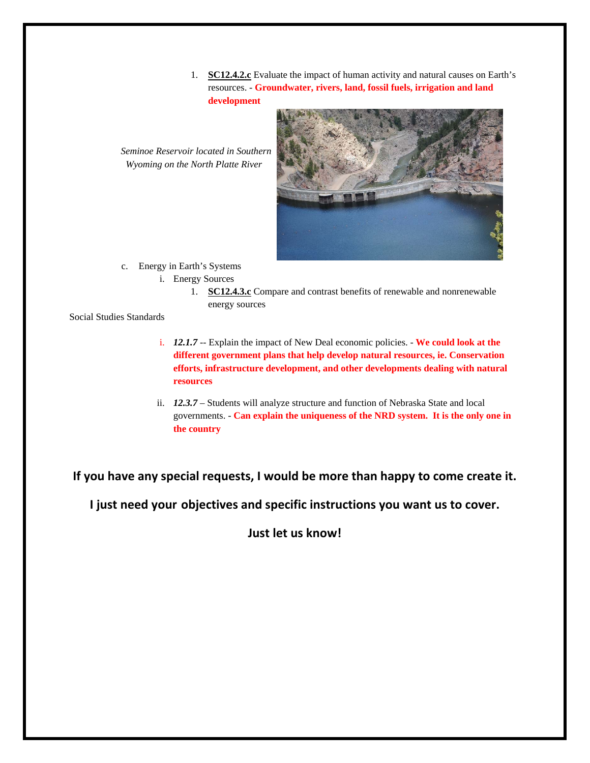1. **SC12.4.2.c** Evaluate the impact of human activity and natural causes on Earth's resources. - **Groundwater, rivers, land, fossil fuels, irrigation and land development**

*Seminoe Reservoir located in Southern Wyoming on the North Platte River*

c. Energy in Earth's Systems
   i. Energy Sources
      1. **SC12.4.3.c** Compare and contrast benefits of renewable and nonrenewable energy sources

Social Studies Standards

i. ***12.1.7*** -- Explain the impact of New Deal economic policies. - **We could look at the different government plans that help develop natural resources, ie. Conservation efforts, infrastructure development, and other developments dealing with natural resources**

ii. ***12.3.7*** – Students will analyze structure and function of Nebraska State and local governments. - **Can explain the uniqueness of the NRD system. It is the only one in the country**

**If you have any special requests, I would be more than happy to come create it.**

**I just need your objectives and specific instructions you want us to cover.**

**Just let us know!**